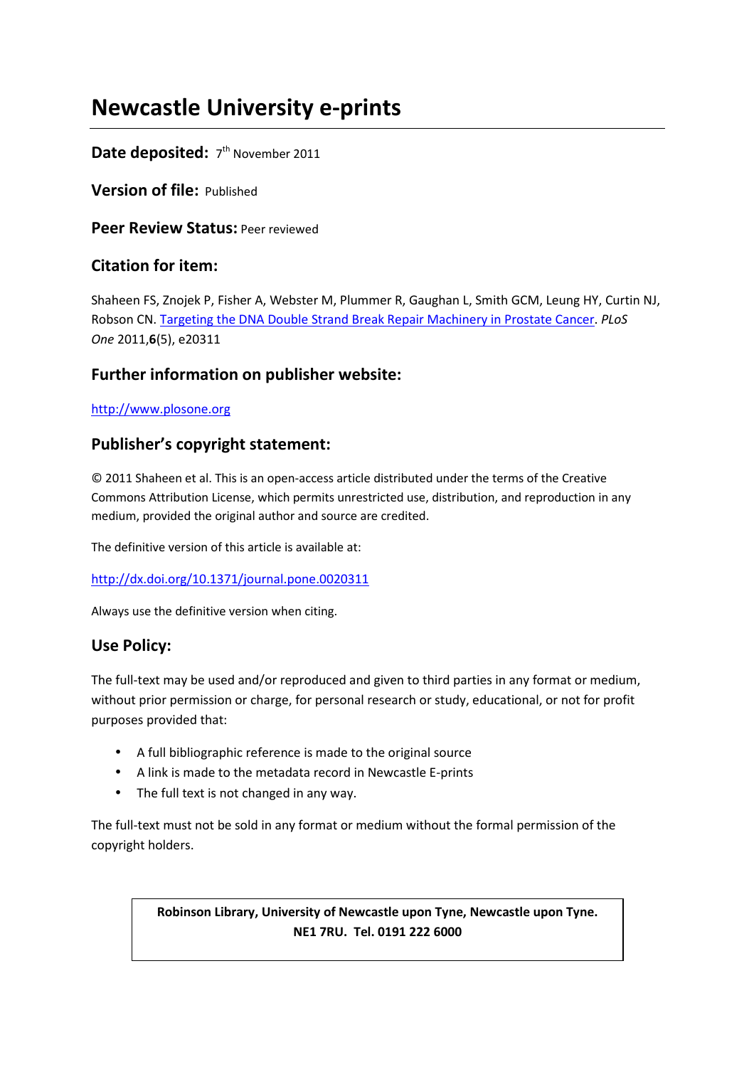# Newcastle University e-prints

**Date deposited:** 7th November 2011

**Version of file:** Published

**Peer Review Status:** Peer reviewed

## Citation for item:

Shaheen FS, Znojek P, Fisher A, Webster M, Plummer R, Gaughan L, Smith GCM, Leung HY, Curtin NJ, Robson CN. [Targeting the DNA Double Strand Break Repair Machinery in Prostate Cancer](http://dx.doi.org/10.1371/journal.pone.0020311). *PLoS One* 2011,**6**(5), e20311

## Further information on publisher website:

[http://www.plosone.org](http://www.plosone.org)

## Publisher's copyright statement:

© 2011 Shaheen et al. This is an open-access article distributed under the terms of the Creative Commons Attribution License, which permits unrestricted use, distribution, and reproduction in any medium, provided the original author and source are credited.

The definitive version of this article is available at:

[http://dx.doi.org/10.1371/journal.pone.0020311](http://dx.doi.org/10.1371/journal.pone.0020311)

Always use the definitive version when citing.

## Use Policy:

The full-text may be used and/or reproduced and given to third parties in any format or medium, without prior permission or charge, for personal research or study, educational, or not for profit purposes provided that:

- A full bibliographic reference is made to the original source
- A link is made to the metadata record in Newcastle E-prints
- The full text is not changed in any way.

The full-text must not be sold in any format or medium without the formal permission of the copyright holders.

**Robinson Library, University of Newcastle upon Tyne, Newcastle upon Tyne. NE1 7RU. Tel. 0191 222 6000**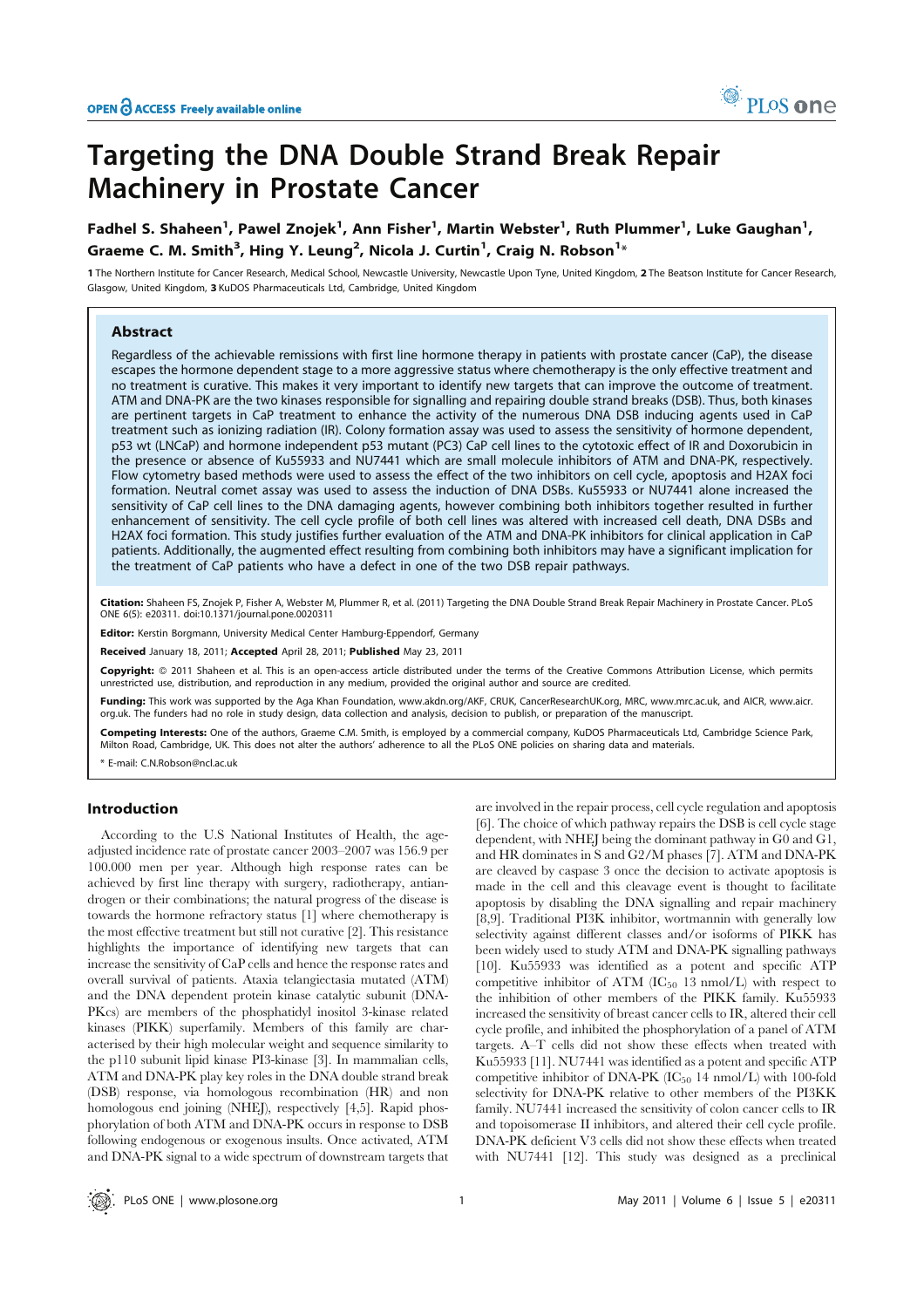# Targeting the DNA Double Strand Break Repair Machinery in Prostate Cancer

**Fadhel S. Shaheen[1], Pawel Znojek[1], Ann Fisher[1], Martin Webster[1], Ruth Plummer[1], Luke Gaughan[1], Graeme C. M. Smith[3], Hing Y. Leung[2], Nicola J. Curtin[1], Craig N. Robson[1]***

**1** The Northern Institute for Cancer Research, Medical School, Newcastle University, Newcastle Upon Tyne, United Kingdom, **2** The Beatson Institute for Cancer Research, Glasgow, United Kingdom, **3** KuDOS Pharmaceuticals Ltd, Cambridge, United Kingdom

## Abstract

Regardless of the achievable remissions with first line hormone therapy in patients with prostate cancer (CaP), the disease escapes the hormone dependent stage to a more aggressive status where chemotherapy is the only effective treatment and no treatment is curative. This makes it very important to identify new targets that can improve the outcome of treatment. ATM and DNA-PK are the two kinases responsible for signalling and repairing double strand breaks (DSB). Thus, both kinases are pertinent targets in CaP treatment to enhance the activity of the numerous DNA DSB inducing agents used in CaP treatment such as ionizing radiation (IR). Colony formation assay was used to assess the sensitivity of hormone dependent, p53 wt (LNCaP) and hormone independent p53 mutant (PC3) CaP cell lines to the cytotoxic effect of IR and Doxorubicin in the presence or absence of Ku55933 and NU7441 which are small molecule inhibitors of ATM and DNA-PK, respectively. Flow cytometry based methods were used to assess the effect of the two inhibitors on cell cycle, apoptosis and H2AX foci formation. Neutral comet assay was used to assess the induction of DNA DSBs. Ku55933 or NU7441 alone increased the sensitivity of CaP cell lines to the DNA damaging agents, however combining both inhibitors together resulted in further enhancement of sensitivity. The cell cycle profile of both cell lines was altered with increased cell death, DNA DSBs and H2AX foci formation. This study justifies further evaluation of the ATM and DNA-PK inhibitors for clinical application in CaP patients. Additionally, the augmented effect resulting from combining both inhibitors may have a significant implication for the treatment of CaP patients who have a defect in one of the two DSB repair pathways.

**Citation:** Shaheen FS, Znojek P, Fisher A, Webster M, Plummer R, et al. (2011) Targeting the DNA Double Strand Break Repair Machinery in Prostate Cancer. PLoS ONE 6(5): e20311. doi:10.1371/journal.pone.0020311

**Editor:** Kerstin Borgmann, University Medical Center Hamburg-Eppendorf, Germany

**Received** January 18, 2011; **Accepted** April 28, 2011; **Published** May 23, 2011

**Copyright:** © 2011 Shaheen et al. This is an open-access article distributed under the terms of the Creative Commons Attribution License, which permits unrestricted use, distribution, and reproduction in any medium, provided the original author and source are credited.

**Funding:** This work was supported by the Aga Khan Foundation, www.akdn.org/AKF, CRUK, CancerResearchUK.org, MRC, www.mrc.ac.uk, and AICR, www.aicr.org.uk. The funders had no role in study design, data collection and analysis, decision to publish, or preparation of the manuscript.

**Competing Interests:** One of the authors, Graeme C.M. Smith, is employed by a commercial company, KuDOS Pharmaceuticals Ltd, Cambridge Science Park, Milton Road, Cambridge, UK. This does not alter the authors' adherence to all the PLoS ONE policies on sharing data and materials.

* E-mail: C.N.Robson@ncl.ac.uk

## Introduction

According to the U.S National Institutes of Health, the age-adjusted incidence rate of prostate cancer 2003–2007 was 156.9 per 100.000 men per year. Although high response rates can be achieved by first line therapy with surgery, radiotherapy, antiandrogen or their combinations; the natural progress of the disease is towards the hormone refractory status [1] where chemotherapy is the most effective treatment but still not curative [2]. This resistance highlights the importance of identifying new targets that can increase the sensitivity of CaP cells and hence the response rates and overall survival of patients. Ataxia telangiectasia mutated (ATM) and the DNA dependent protein kinase catalytic subunit (DNA-PKcs) are members of the phosphatidyl inositol 3-kinase related kinases (PIKK) superfamily. Members of this family are characterised by their high molecular weight and sequence similarity to the p110 subunit lipid kinase PI3-kinase [3]. In mammalian cells, ATM and DNA-PK play key roles in the DNA double strand break (DSB) response, via homologous recombination (HR) and non homologous end joining (NHEJ), respectively [4,5]. Rapid phosphorylation of both ATM and DNA-PK occurs in response to DSB following endogenous or exogenous insults. Once activated, ATM and DNA-PK signal to a wide spectrum of downstream targets that are involved in the repair process, cell cycle regulation and apoptosis [6]. The choice of which pathway repairs the DSB is cell cycle stage dependent, with NHEJ being the dominant pathway in G0 and G1, and HR dominates in S and G2/M phases [7]. ATM and DNA-PK are cleaved by caspase 3 once the decision to activate apoptosis is made in the cell and this cleavage event is thought to facilitate apoptosis by disabling the DNA signalling and repair machinery [8,9]. Traditional PI3K inhibitor, wortmannin with generally low selectivity against different classes and/or isoforms of PIKK has been widely used to study ATM and DNA-PK signalling pathways [10]. Ku55933 was identified as a potent and specific ATP competitive inhibitor of ATM ($IC_{50}$ 13 nmol/L) with respect to the inhibition of other members of the PIKK family. Ku55933 increased the sensitivity of breast cancer cells to IR, altered their cell cycle profile, and inhibited the phosphorylation of a panel of ATM targets. A–T cells did not show these effects when treated with Ku55933 [11]. NU7441 was identified as a potent and specific ATP competitive inhibitor of DNA-PK ($IC_{50}$ 14 nmol/L) with 100-fold selectivity for DNA-PK relative to other members of the PI3KK family. NU7441 increased the sensitivity of colon cancer cells to IR and topoisomerase II inhibitors, and altered their cell cycle profile. DNA-PK deficient V3 cells did not show these effects when treated with NU7441 [12]. This study was designed as a preclinical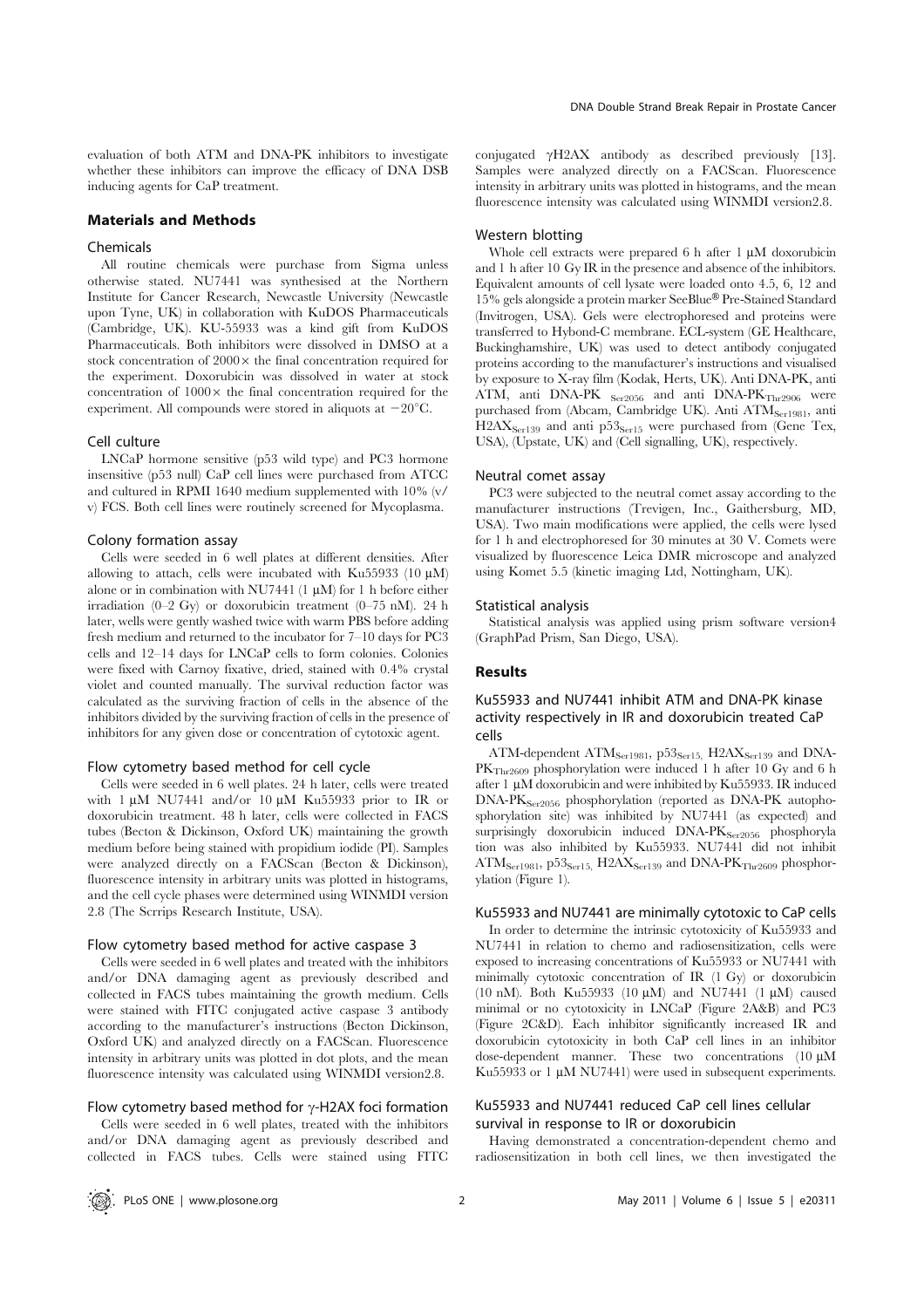evaluation of both ATM and DNA-PK inhibitors to investigate whether these inhibitors can improve the efficacy of DNA DSB inducing agents for CaP treatment.

## Materials and Methods

### Chemicals

All routine chemicals were purchase from Sigma unless otherwise stated. NU7441 was synthesised at the Northern Institute for Cancer Research, Newcastle University (Newcastle upon Tyne, UK) in collaboration with KuDOS Pharmaceuticals (Cambridge, UK). KU-55933 was a kind gift from KuDOS Pharmaceuticals. Both inhibitors were dissolved in DMSO at a stock concentration of 2000× the final concentration required for the experiment. Doxorubicin was dissolved in water at stock concentration of 1000× the final concentration required for the experiment. All compounds were stored in aliquots at −20°C.

### Cell culture

LNCaP hormone sensitive (p53 wild type) and PC3 hormone insensitive (p53 null) CaP cell lines were purchased from ATCC and cultured in RPMI 1640 medium supplemented with 10% (v/v) FCS. Both cell lines were routinely screened for Mycoplasma.

### Colony formation assay

Cells were seeded in 6 well plates at different densities. After allowing to attach, cells were incubated with Ku55933 (10 µM) alone or in combination with NU7441 (1 µM) for 1 h before either irradiation (0–2 Gy) or doxorubicin treatment (0–75 nM). 24 h later, wells were gently washed twice with warm PBS before adding fresh medium and returned to the incubator for 7–10 days for PC3 cells and 12–14 days for LNCaP cells to form colonies. Colonies were fixed with Carnoy fixative, dried, stained with 0.4% crystal violet and counted manually. The survival reduction factor was calculated as the surviving fraction of cells in the absence of the inhibitors divided by the surviving fraction of cells in the presence of inhibitors for any given dose or concentration of cytotoxic agent.

### Flow cytometry based method for cell cycle

Cells were seeded in 6 well plates. 24 h later, cells were treated with 1 µM NU7441 and/or 10 µM Ku55933 prior to IR or doxorubicin treatment. 48 h later, cells were collected in FACS tubes (Becton & Dickinson, Oxford UK) maintaining the growth medium before being stained with propidium iodide (PI). Samples were analyzed directly on a FACScan (Becton & Dickinson), fluorescence intensity in arbitrary units was plotted in histograms, and the cell cycle phases were determined using WINMDI version 2.8 (The Scrrips Research Institute, USA).

### Flow cytometry based method for active caspase 3

Cells were seeded in 6 well plates and treated with the inhibitors and/or DNA damaging agent as previously described and collected in FACS tubes maintaining the growth medium. Cells were stained with FITC conjugated active caspase 3 antibody according to the manufacturer's instructions (Becton Dickinson, Oxford UK) and analyzed directly on a FACScan. Fluorescence intensity in arbitrary units was plotted in dot plots, and the mean fluorescence intensity was calculated using WINMDI version2.8.

### Flow cytometry based method for γ-H2AX foci formation

Cells were seeded in 6 well plates, treated with the inhibitors and/or DNA damaging agent as previously described and collected in FACS tubes. Cells were stained using FITC conjugated γH2AX antibody as described previously [13]. Samples were analyzed directly on a FACScan. Fluorescence intensity in arbitrary units was plotted in histograms, and the mean fluorescence intensity was calculated using WINMDI version2.8.

### Western blotting

Whole cell extracts were prepared 6 h after 1 µM doxorubicin and 1 h after 10 Gy IR in the presence and absence of the inhibitors. Equivalent amounts of cell lysate were loaded onto 4.5, 6, 12 and 15% gels alongside a protein marker SeeBlue® Pre-Stained Standard (Invitrogen, USA). Gels were electrophoresed and proteins were transferred to Hybond-C membrane. ECL-system (GE Healthcare, Buckinghamshire, UK) was used to detect antibody conjugated proteins according to the manufacturer's instructions and visualised by exposure to X-ray film (Kodak, Herts, UK). Anti DNA-PK, anti ATM, anti DNA-PK $_{Ser2056}$ and anti DNA-PK$_{Thr2906}$ were purchased from (Abcam, Cambridge UK). Anti ATM$_{Ser1981}$, anti H2AX$_{Ser139}$ and anti p53$_{Ser15}$ were purchased from (Gene Tex, USA), (Upstate, UK) and (Cell signalling, UK), respectively.

### Neutral comet assay

PC3 were subjected to the neutral comet assay according to the manufacturer instructions (Trevigen, Inc., Gaithersburg, MD, USA). Two main modifications were applied, the cells were lysed for 1 h and electrophoresed for 30 minutes at 30 V. Comets were visualized by fluorescence Leica DMR microscope and analyzed using Komet 5.5 (kinetic imaging Ltd, Nottingham, UK).

### Statistical analysis

Statistical analysis was applied using prism software version4 (GraphPad Prism, San Diego, USA).

## Results

### Ku55933 and NU7441 inhibit ATM and DNA-PK kinase activity respectively in IR and doxorubicin treated CaP cells

ATM-dependent ATM$_{Ser1981}$, p53$_{Ser15,}$ H2AX$_{Ser139}$ and DNA-PK$_{Thr2609}$ phosphorylation were induced 1 h after 10 Gy and 6 h after 1 µM doxorubicin and were inhibited by Ku55933. IR induced DNA-PK$_{Ser2056}$ phosphorylation (reported as DNA-PK autophosphorylation site) was inhibited by NU7441 (as expected) and surprisingly doxorubicin induced DNA-PK$_{Ser2056}$ phosphorylation was also inhibited by Ku55933. NU7441 did not inhibit ATM$_{Ser1981}$, p53$_{Ser15,}$ H2AX$_{Ser139}$ and DNA-PK$_{Thr2609}$ phosphorylation (Figure 1).

### Ku55933 and NU7441 are minimally cytotoxic to CaP cells

In order to determine the intrinsic cytotoxicity of Ku55933 and NU7441 in relation to chemo and radiosensitization, cells were exposed to increasing concentrations of Ku55933 or NU7441 with minimally cytotoxic concentration of IR (1 Gy) or doxorubicin (10 nM). Both Ku55933 (10 µM) and NU7441 (1 µM) caused minimal or no cytotoxicity in LNCaP (Figure 2A&B) and PC3 (Figure 2C&D). Each inhibitor significantly increased IR and doxorubicin cytotoxicity in both CaP cell lines in an inhibitor dose-dependent manner. These two concentrations (10 µM Ku55933 or 1 µM NU7441) were used in subsequent experiments.

### Ku55933 and NU7441 reduced CaP cell lines cellular survival in response to IR or doxorubicin

Having demonstrated a concentration-dependent chemo and radiosensitization in both cell lines, we then investigated the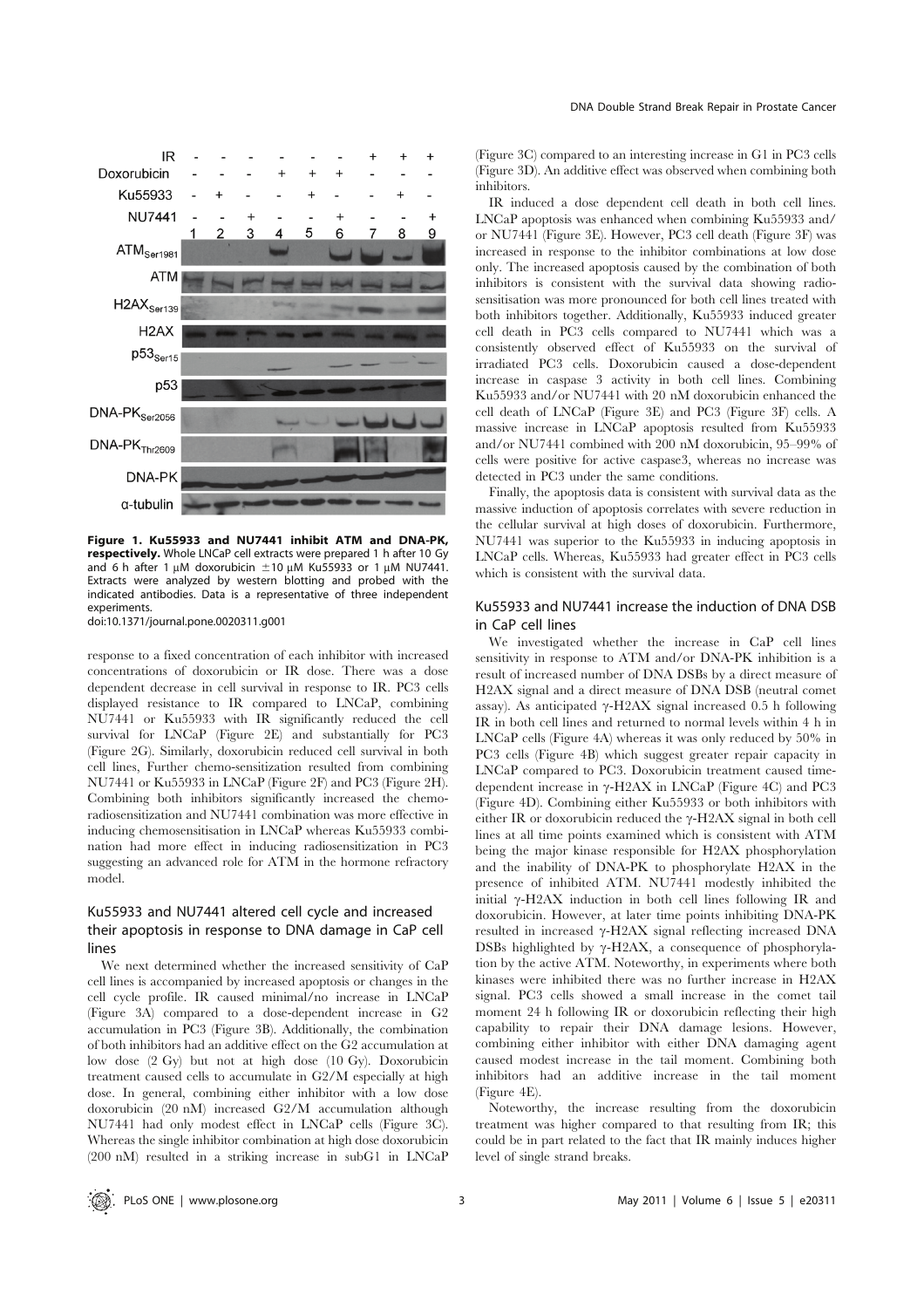IR - - - - - - + + +
Doxorubicin - - - + + + - - -
Ku55933 - + - - + - - + -
NU7441 - - + - - + - - +

**Figure 1. Ku55933 and NU7441 inhibit ATM and DNA-PK, respectively.** Whole LNCaP cell extracts were prepared 1 h after 10 Gy and 6 h after 1 µM doxorubicin ±10 µM Ku55933 or 1 µM NU7441. Extracts were analyzed by western blotting and probed with the indicated antibodies. Data is a representative of three independent experiments.
doi:10.1371/journal.pone.0020311.g001

response to a fixed concentration of each inhibitor with increased concentrations of doxorubicin or IR dose. There was a dose dependent decrease in cell survival in response to IR. PC3 cells displayed resistance to IR compared to LNCaP, combining NU7441 or Ku55933 with IR significantly reduced the cell survival for LNCaP (Figure 2E) and substantially for PC3 (Figure 2G). Similarly, doxorubicin reduced cell survival in both cell lines, Further chemo-sensitization resulted from combining NU7441 or Ku55933 in LNCaP (Figure 2F) and PC3 (Figure 2H). Combining both inhibitors significantly increased the chemo-radiosensitization and NU7441 combination was more effective in inducing chemosensitisation in LNCaP whereas Ku55933 combination had more effect in inducing radiosensitization in PC3 suggesting an advanced role for ATM in the hormone refractory model.

## Ku55933 and NU7441 altered cell cycle and increased their apoptosis in response to DNA damage in CaP cell lines

We next determined whether the increased sensitivity of CaP cell lines is accompanied by increased apoptosis or changes in the cell cycle profile. IR caused minimal/no increase in LNCaP (Figure 3A) compared to a dose-dependent increase in G2 accumulation in PC3 (Figure 3B). Additionally, the combination of both inhibitors had an additive effect on the G2 accumulation at low dose (2 Gy) but not at high dose (10 Gy). Doxorubicin treatment caused cells to accumulate in G2/M especially at high dose. In general, combining either inhibitor with a low dose doxorubicin (20 nM) increased G2/M accumulation although NU7441 had only modest effect in LNCaP cells (Figure 3C). Whereas the single inhibitor combination at high dose doxorubicin (200 nM) resulted in a striking increase in subG1 in LNCaP (Figure 3C) compared to an interesting increase in G1 in PC3 cells (Figure 3D). An additive effect was observed when combining both inhibitors.

IR induced a dose dependent cell death in both cell lines. LNCaP apoptosis was enhanced when combining Ku55933 and/or NU7441 (Figure 3E). However, PC3 cell death (Figure 3F) was increased in response to the inhibitor combinations at low dose only. The increased apoptosis caused by the combination of both inhibitors is consistent with the survival data showing radio-sensitisation was more pronounced for both cell lines treated with both inhibitors together. Additionally, Ku55933 induced greater cell death in PC3 cells compared to NU7441 which was a consistently observed effect of Ku55933 on the survival of irradiated PC3 cells. Doxorubicin caused a dose-dependent increase in caspase 3 activity in both cell lines. Combining Ku55933 and/or NU7441 with 20 nM doxorubicin enhanced the cell death of LNCaP (Figure 3E) and PC3 (Figure 3F) cells. A massive increase in LNCaP apoptosis resulted from Ku55933 and/or NU7441 combined with 200 nM doxorubicin, 95–99% of cells were positive for active caspase3, whereas no increase was detected in PC3 under the same conditions.

Finally, the apoptosis data is consistent with survival data as the massive induction of apoptosis correlates with severe reduction in the cellular survival at high doses of doxorubicin. Furthermore, NU7441 was superior to the Ku55933 in inducing apoptosis in LNCaP cells. Whereas, Ku55933 had greater effect in PC3 cells which is consistent with the survival data.

## Ku55933 and NU7441 increase the induction of DNA DSB in CaP cell lines

We investigated whether the increase in CaP cell lines sensitivity in response to ATM and/or DNA-PK inhibition is a result of increased number of DNA DSBs by a direct measure of H2AX signal and a direct measure of DNA DSB (neutral comet assay). As anticipated γ-H2AX signal increased 0.5 h following IR in both cell lines and returned to normal levels within 4 h in LNCaP cells (Figure 4A) whereas it was only reduced by 50% in PC3 cells (Figure 4B) which suggest greater repair capacity in LNCaP compared to PC3. Doxorubicin treatment caused time-dependent increase in γ-H2AX in LNCaP (Figure 4C) and PC3 (Figure 4D). Combining either Ku55933 or both inhibitors with either IR or doxorubicin reduced the γ-H2AX signal in both cell lines at all time points examined which is consistent with ATM being the major kinase responsible for H2AX phosphorylation and the inability of DNA-PK to phosphorylate H2AX in the presence of inhibited ATM. NU7441 modestly inhibited the initial γ-H2AX induction in both cell lines following IR and doxorubicin. However, at later time points inhibiting DNA-PK resulted in increased γ-H2AX signal reflecting increased DNA DSBs highlighted by γ-H2AX, a consequence of phosphorylation by the active ATM. Noteworthy, in experiments where both kinases were inhibited there was no further increase in H2AX signal. PC3 cells showed a small increase in the comet tail moment 24 h following IR or doxorubicin reflecting their high capability to repair their DNA damage lesions. However, combining either inhibitor with either DNA damaging agent caused modest increase in the tail moment. Combining both inhibitors had an additive increase in the tail moment (Figure 4E).

Noteworthy, the increase resulting from the doxorubicin treatment was higher compared to that resulting from IR; this could be in part related to the fact that IR mainly induces higher level of single strand breaks.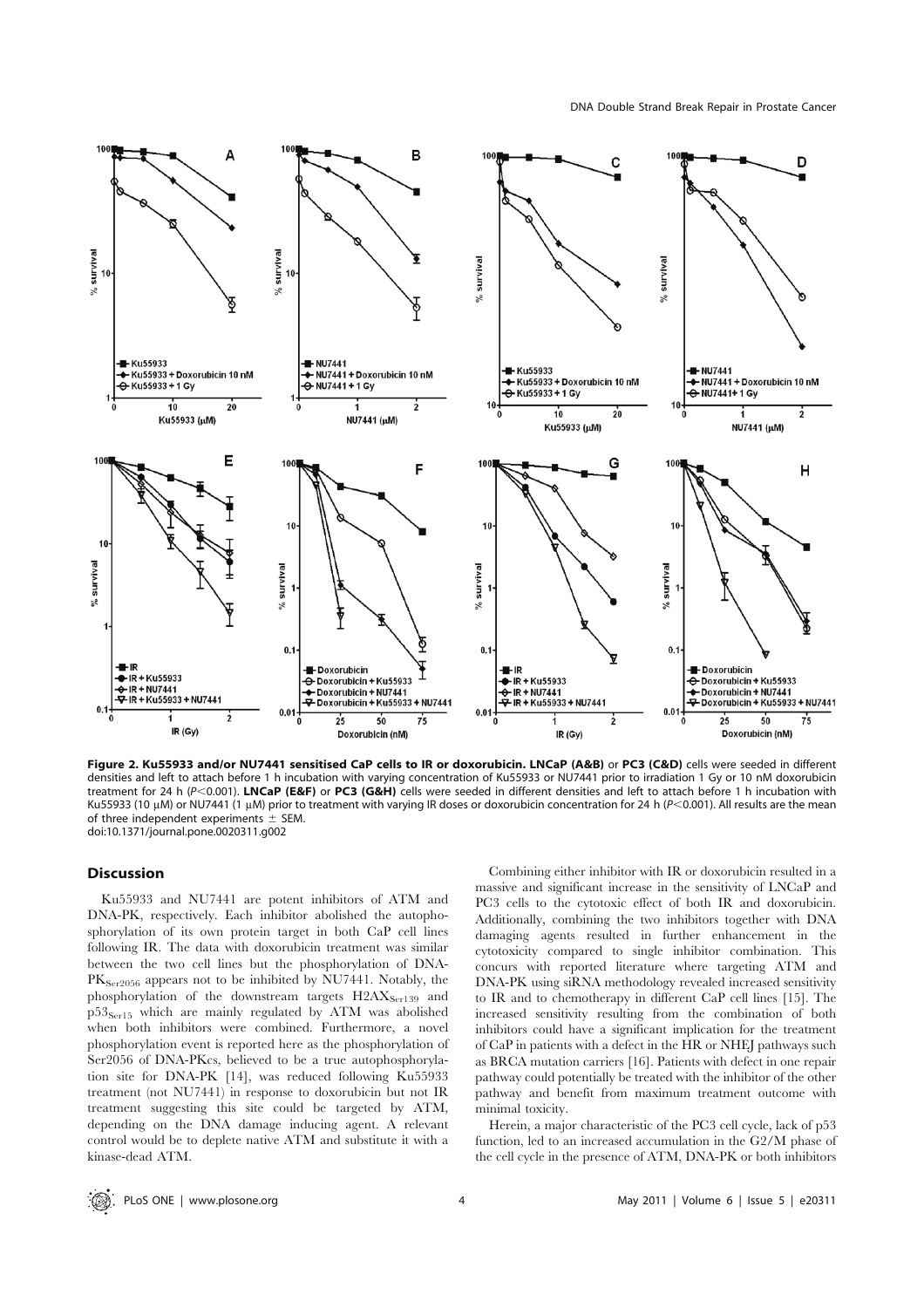**Figure 2. Ku55933 and/or NU7441 sensitised CaP cells to IR or doxorubicin.** **LNCaP (A&B)** or **PC3 (C&D)** cells were seeded in different densities and left to attach before 1 h incubation with varying concentration of Ku55933 or NU7441 prior to irradiation 1 Gy or 10 nM doxorubicin treatment for 24 h ($P<0.001$). **LNCaP (E&F)** or **PC3 (G&H)** cells were seeded in different densities and left to attach before 1 h incubation with Ku55933 (10 μM) or NU7441 (1 μM) prior to treatment with varying IR doses or doxorubicin concentration for 24 h ($P<0.001$). All results are the mean of three independent experiments ± SEM.
doi:10.1371/journal.pone.0020311.g002

## Discussion

Ku55933 and NU7441 are potent inhibitors of ATM and DNA-PK, respectively. Each inhibitor abolished the autophosphorylation of its own protein target in both CaP cell lines following IR. The data with doxorubicin treatment was similar between the two cell lines but the phosphorylation of DNA-$PK_{Ser2056}$ appears not to be inhibited by NU7441. Notably, the phosphorylation of the downstream targets $H2AX_{Ser139}$ and $p53_{Ser15}$ which are mainly regulated by ATM was abolished when both inhibitors were combined. Furthermore, a novel phosphorylation event is reported here as the phosphorylation of Ser2056 of DNA-PKcs, believed to be a true autophosphorylation site for DNA-PK [14], was reduced following Ku55933 treatment (not NU7441) in response to doxorubicin but not IR treatment suggesting this site could be targeted by ATM, depending on the DNA damage inducing agent. A relevant control would be to deplete native ATM and substitute it with a kinase-dead ATM.

Combining either inhibitor with IR or doxorubicin resulted in a massive and significant increase in the sensitivity of LNCaP and PC3 cells to the cytotoxic effect of both IR and doxorubicin. Additionally, combining the two inhibitors together with DNA damaging agents resulted in further enhancement in the cytotoxicity compared to single inhibitor combination. This concurs with reported literature where targeting ATM and DNA-PK using siRNA methodology revealed increased sensitivity to IR and to chemotherapy in different CaP cell lines [15]. The increased sensitivity resulting from the combination of both inhibitors could have a significant implication for the treatment of CaP in patients with a defect in the HR or NHEJ pathways such as BRCA mutation carriers [16]. Patients with defect in one repair pathway could potentially be treated with the inhibitor of the other pathway and benefit from maximum treatment outcome with minimal toxicity.

Herein, a major characteristic of the PC3 cell cycle, lack of p53 function, led to an increased accumulation in the G2/M phase of the cell cycle in the presence of ATM, DNA-PK or both inhibitors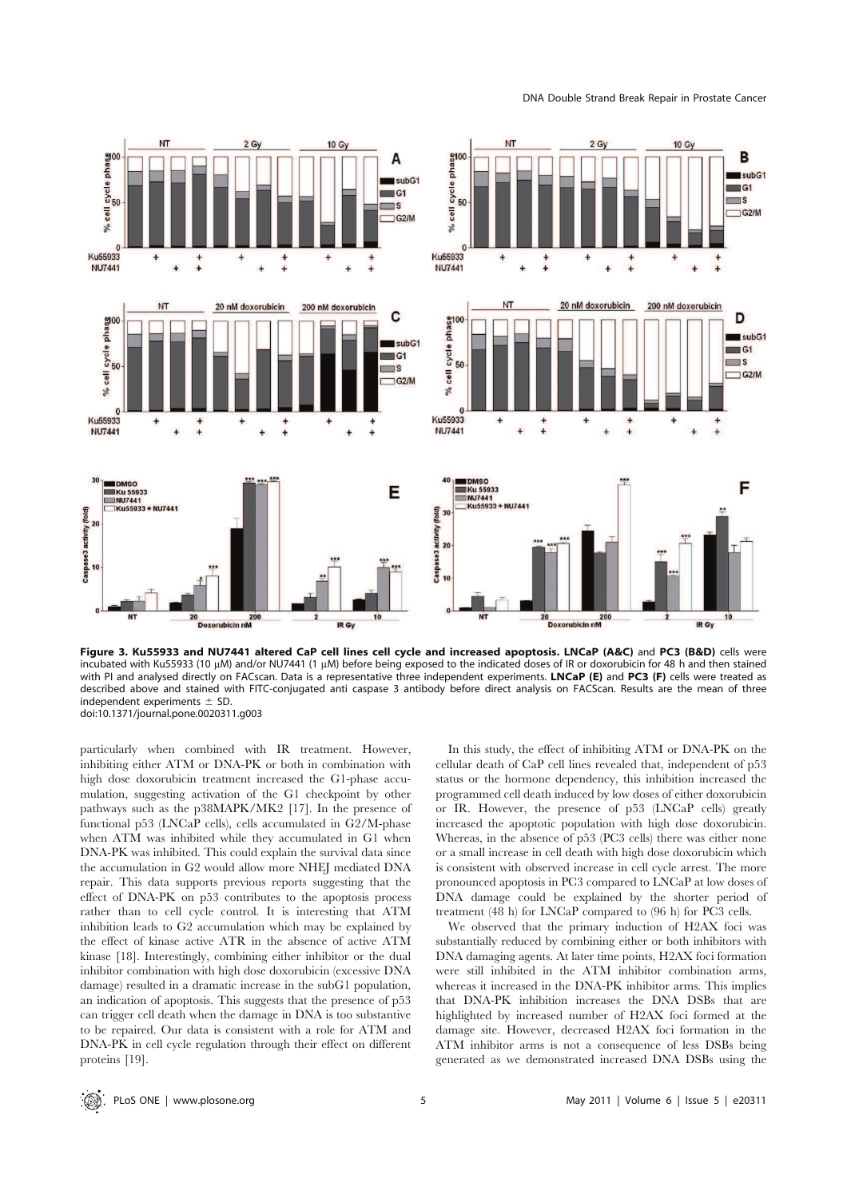**Figure 3. Ku55933 and NU7441 altered CaP cell lines cell cycle and increased apoptosis. LNCaP (A&C)** and **PC3 (B&D)** cells were incubated with Ku55933 (10 μM) and/or NU7441 (1 μM) before being exposed to the indicated doses of IR or doxorubicin for 48 h and then stained with PI and analysed directly on FACscan. Data is a representative three independent experiments. **LNCaP (E)** and **PC3 (F)** cells were treated as described above and stained with FITC-conjugated anti caspase 3 antibody before direct analysis on FACScan. Results are the mean of three independent experiments ± SD.
doi:10.1371/journal.pone.0020311.g003

particularly when combined with IR treatment. However, inhibiting either ATM or DNA-PK or both in combination with high dose doxorubicin treatment increased the G1-phase accumulation, suggesting activation of the G1 checkpoint by other pathways such as the p38MAPK/MK2 [17]. In the presence of functional p53 (LNCaP cells), cells accumulated in G2/M-phase when ATM was inhibited while they accumulated in G1 when DNA-PK was inhibited. This could explain the survival data since the accumulation in G2 would allow more NHEJ mediated DNA repair. This data supports previous reports suggesting that the effect of DNA-PK on p53 contributes to the apoptosis process rather than to cell cycle control. It is interesting that ATM inhibition leads to G2 accumulation which may be explained by the effect of kinase active ATR in the absence of active ATM kinase [18]. Interestingly, combining either inhibitor or the dual inhibitor combination with high dose doxorubicin (excessive DNA damage) resulted in a dramatic increase in the subG1 population, an indication of apoptosis. This suggests that the presence of p53 can trigger cell death when the damage in DNA is too substantive to be repaired. Our data is consistent with a role for ATM and DNA-PK in cell cycle regulation through their effect on different proteins [19].

In this study, the effect of inhibiting ATM or DNA-PK on the cellular death of CaP cell lines revealed that, independent of p53 status or the hormone dependency, this inhibition increased the programmed cell death induced by low doses of either doxorubicin or IR. However, the presence of p53 (LNCaP cells) greatly increased the apoptotic population with high dose doxorubicin. Whereas, in the absence of p53 (PC3 cells) there was either none or a small increase in cell death with high dose doxorubicin which is consistent with observed increase in cell cycle arrest. The more pronounced apoptosis in PC3 compared to LNCaP at low doses of DNA damage could be explained by the shorter period of treatment (48 h) for LNCaP compared to (96 h) for PC3 cells.

We observed that the primary induction of H2AX foci was substantially reduced by combining either or both inhibitors with DNA damaging agents. At later time points, H2AX foci formation were still inhibited in the ATM inhibitor combination arms, whereas it increased in the DNA-PK inhibitor arms. This implies that DNA-PK inhibition increases the DNA DSBs that are highlighted by increased number of H2AX foci formed at the damage site. However, decreased H2AX foci formation in the ATM inhibitor arms is not a consequence of less DSBs being generated as we demonstrated increased DNA DSBs using the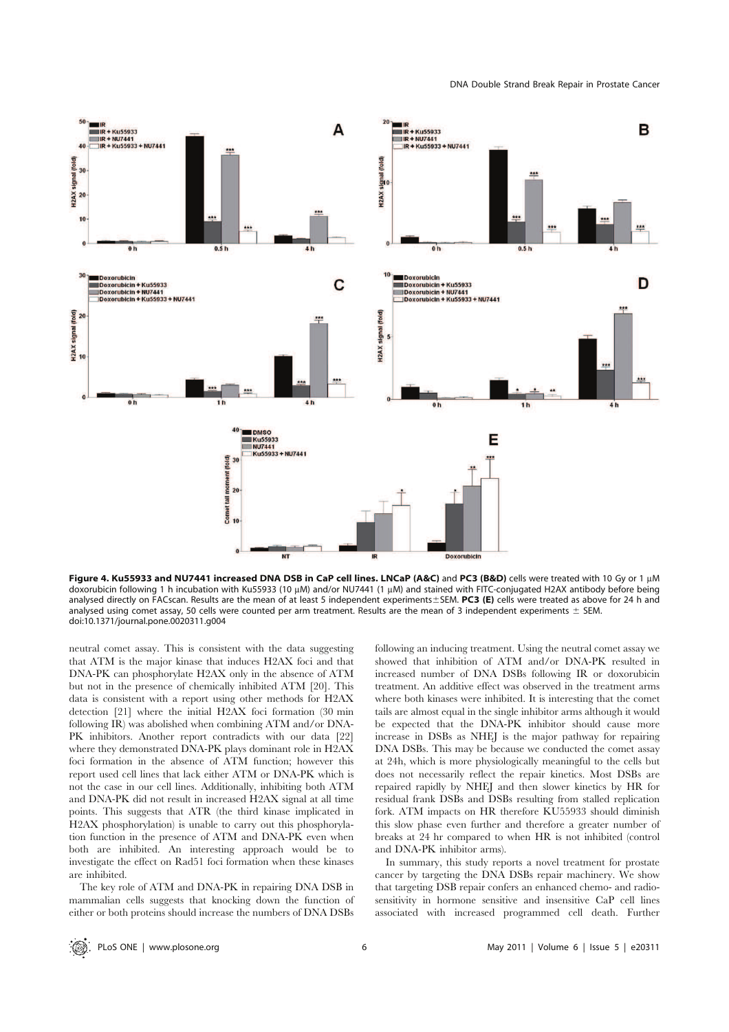**Figure 4. Ku55933 and NU7441 increased DNA DSB in CaP cell lines. LNCaP (A&C)** and **PC3 (B&D)** cells were treated with 10 Gy or 1 µM doxorubicin following 1 h incubation with Ku55933 (10 µM) and/or NU7441 (1 µM) and stained with FITC-conjugated H2AX antibody before being analysed directly on FACscan. Results are the mean of at least 5 independent experiments±SEM. **PC3 (E)** cells were treated as above for 24 h and analysed using comet assay, 50 cells were counted per arm treatment. Results are the mean of 3 independent experiments ± SEM.
doi:10.1371/journal.pone.0020311.g004

neutral comet assay. This is consistent with the data suggesting that ATM is the major kinase that induces H2AX foci and that DNA-PK can phosphorylate H2AX only in the absence of ATM but not in the presence of chemically inhibited ATM [20]. This data is consistent with a report using other methods for H2AX detection [21] where the initial H2AX foci formation (30 min following IR) was abolished when combining ATM and/or DNA-PK inhibitors. Another report contradicts with our data [22] where they demonstrated DNA-PK plays dominant role in H2AX foci formation in the absence of ATM function; however this report used cell lines that lack either ATM or DNA-PK which is not the case in our cell lines. Additionally, inhibiting both ATM and DNA-PK did not result in increased H2AX signal at all time points. This suggests that ATR (the third kinase implicated in H2AX phosphorylation) is unable to carry out this phosphorylation function in the presence of ATM and DNA-PK even when both are inhibited. An interesting approach would be to investigate the effect on Rad51 foci formation when these kinases are inhibited.

The key role of ATM and DNA-PK in repairing DNA DSB in mammalian cells suggests that knocking down the function of either or both proteins should increase the numbers of DNA DSBs following an inducing treatment. Using the neutral comet assay we showed that inhibition of ATM and/or DNA-PK resulted in increased number of DNA DSBs following IR or doxorubicin treatment. An additive effect was observed in the treatment arms where both kinases were inhibited. It is interesting that the comet tails are almost equal in the single inhibitor arms although it would be expected that the DNA-PK inhibitor should cause more increase in DSBs as NHEJ is the major pathway for repairing DNA DSBs. This may be because we conducted the comet assay at 24h, which is more physiologically meaningful to the cells but does not necessarily reflect the repair kinetics. Most DSBs are repaired rapidly by NHEJ and then slower kinetics by HR for residual frank DSBs and DSBs resulting from stalled replication fork. ATM impacts on HR therefore KU55933 should diminish this slow phase even further and therefore a greater number of breaks at 24 hr compared to when HR is not inhibited (control and DNA-PK inhibitor arms).

In summary, this study reports a novel treatment for prostate cancer by targeting the DNA DSBs repair machinery. We show that targeting DSB repair confers an enhanced chemo- and radiosensitivity in hormone sensitive and insensitive CaP cell lines associated with increased programmed cell death. Further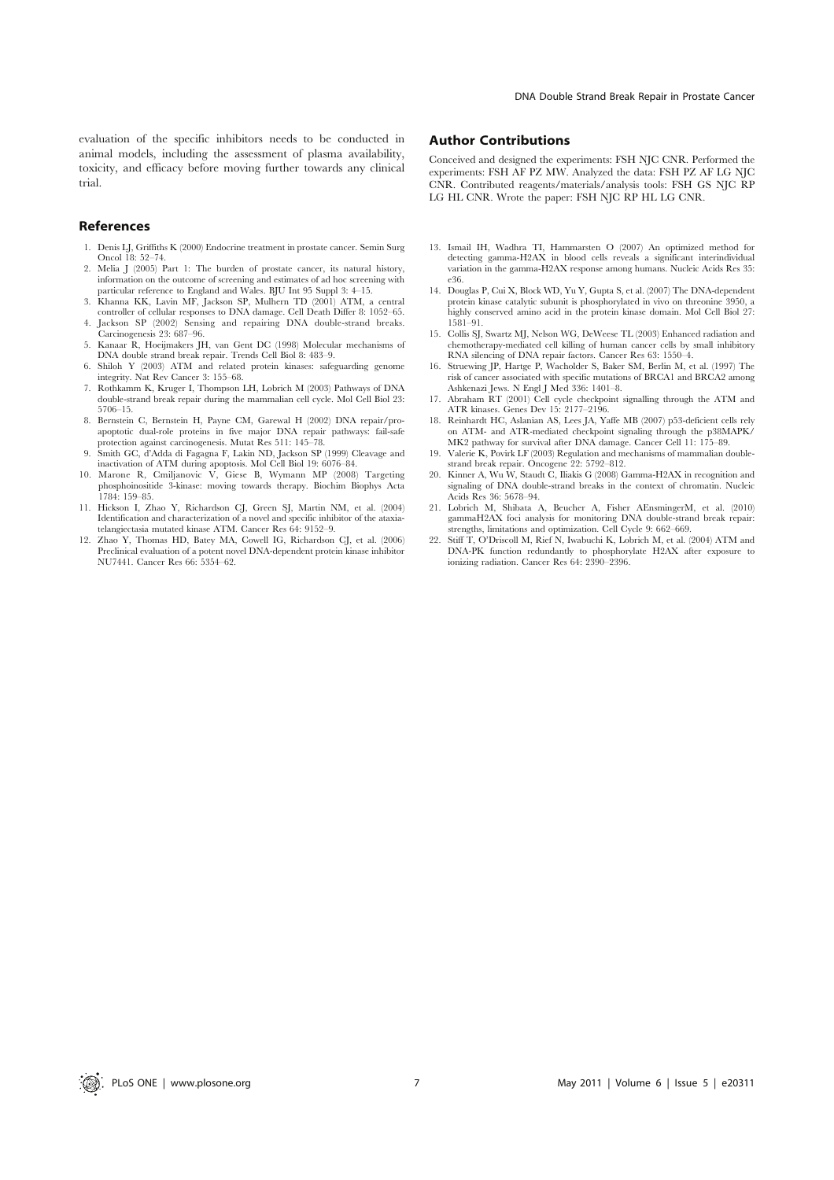evaluation of the specific inhibitors needs to be conducted in animal models, including the assessment of plasma availability, toxicity, and efficacy before moving further towards any clinical trial.

## Author Contributions

Conceived and designed the experiments: FSH NJC CNR. Performed the experiments: FSH AF PZ MW. Analyzed the data: FSH PZ AF LG NJC CNR. Contributed reagents/materials/analysis tools: FSH GS NJC RP LG HL CNR. Wrote the paper: FSH NJC RP HL LG CNR.

## References

1. Denis LJ, Griffiths K (2000) Endocrine treatment in prostate cancer. Semin Surg Oncol 18: 52–74.
2. Melia J (2005) Part 1: The burden of prostate cancer, its natural history, information on the outcome of screening and estimates of ad hoc screening with particular reference to England and Wales. BJU Int 95 Suppl 3: 4–15.
3. Khanna KK, Lavin MF, Jackson SP, Mulhern TD (2001) ATM, a central controller of cellular responses to DNA damage. Cell Death Differ 8: 1052–65.
4. Jackson SP (2002) Sensing and repairing DNA double-strand breaks. Carcinogenesis 23: 687–96.
5. Kanaar R, Hoeijmakers JH, van Gent DC (1998) Molecular mechanisms of DNA double strand break repair. Trends Cell Biol 8: 483–9.
6. Shiloh Y (2003) ATM and related protein kinases: safeguarding genome integrity. Nat Rev Cancer 3: 155–68.
7. Rothkamm K, Kruger I, Thompson LH, Lobrich M (2003) Pathways of DNA double-strand break repair during the mammalian cell cycle. Mol Cell Biol 23: 5706–15.
8. Bernstein C, Bernstein H, Payne CM, Garewal H (2002) DNA repair/pro-apoptotic dual-role proteins in five major DNA repair pathways: fail-safe protection against carcinogenesis. Mutat Res 511: 145–78.
9. Smith GC, d'Adda di Fagagna F, Lakin ND, Jackson SP (1999) Cleavage and inactivation of ATM during apoptosis. Mol Cell Biol 19: 6076–84.
10. Marone R, Cmiljanovic V, Giese B, Wymann MP (2008) Targeting phosphoinositide 3-kinase: moving towards therapy. Biochim Biophys Acta 1784: 159–85.
11. Hickson I, Zhao Y, Richardson CJ, Green SJ, Martin NM, et al. (2004) Identification and characterization of a novel and specific inhibitor of the ataxia-telangiectasia mutated kinase ATM. Cancer Res 64: 9152–9.
12. Zhao Y, Thomas HD, Batey MA, Cowell IG, Richardson CJ, et al. (2006) Preclinical evaluation of a potent novel DNA-dependent protein kinase inhibitor NU7441. Cancer Res 66: 5354–62.
13. Ismail IH, Wadhra TI, Hammarsten O (2007) An optimized method for detecting gamma-H2AX in blood cells reveals a significant interindividual variation in the gamma-H2AX response among humans. Nucleic Acids Res 35: e36.
14. Douglas P, Cui X, Block WD, Yu Y, Gupta S, et al. (2007) The DNA-dependent protein kinase catalytic subunit is phosphorylated in vivo on threonine 3950, a highly conserved amino acid in the protein kinase domain. Mol Cell Biol 27: 1581–91.
15. Collis SJ, Swartz MJ, Nelson WG, DeWeese TL (2003) Enhanced radiation and chemotherapy-mediated cell killing of human cancer cells by small inhibitory RNA silencing of DNA repair factors. Cancer Res 63: 1550–4.
16. Struewing JP, Hartge P, Wacholder S, Baker SM, Berlin M, et al. (1997) The risk of cancer associated with specific mutations of BRCA1 and BRCA2 among Ashkenazi Jews. N Engl J Med 336: 1401–8.
17. Abraham RT (2001) Cell cycle checkpoint signalling through the ATM and ATR kinases. Genes Dev 15: 2177–2196.
18. Reinhardt HC, Aslanian AS, Lees JA, Yaffe MB (2007) p53-deficient cells rely on ATM- and ATR-mediated checkpoint signaling through the p38MAPK/MK2 pathway for survival after DNA damage. Cancer Cell 11: 175–89.
19. Valerie K, Povirk LF (2003) Regulation and mechanisms of mammalian double-strand break repair. Oncogene 22: 5792–812.
20. Kinner A, Wu W, Staudt C, Iliakis G (2008) Gamma-H2AX in recognition and signaling of DNA double-strand breaks in the context of chromatin. Nucleic Acids Res 36: 5678–94.
21. Lobrich M, Shibata A, Beucher A, Fisher AEnsmingerM, et al. (2010) gammaH2AX foci analysis for monitoring DNA double-strand break repair: strengths, limitations and optimization. Cell Cycle 9: 662–669.
22. Stiff T, O'Driscoll M, Rief N, Iwabuchi K, Lobrich M, et al. (2004) ATM and DNA-PK function redundantly to phosphorylate H2AX after exposure to ionizing radiation. Cancer Res 64: 2390–2396.